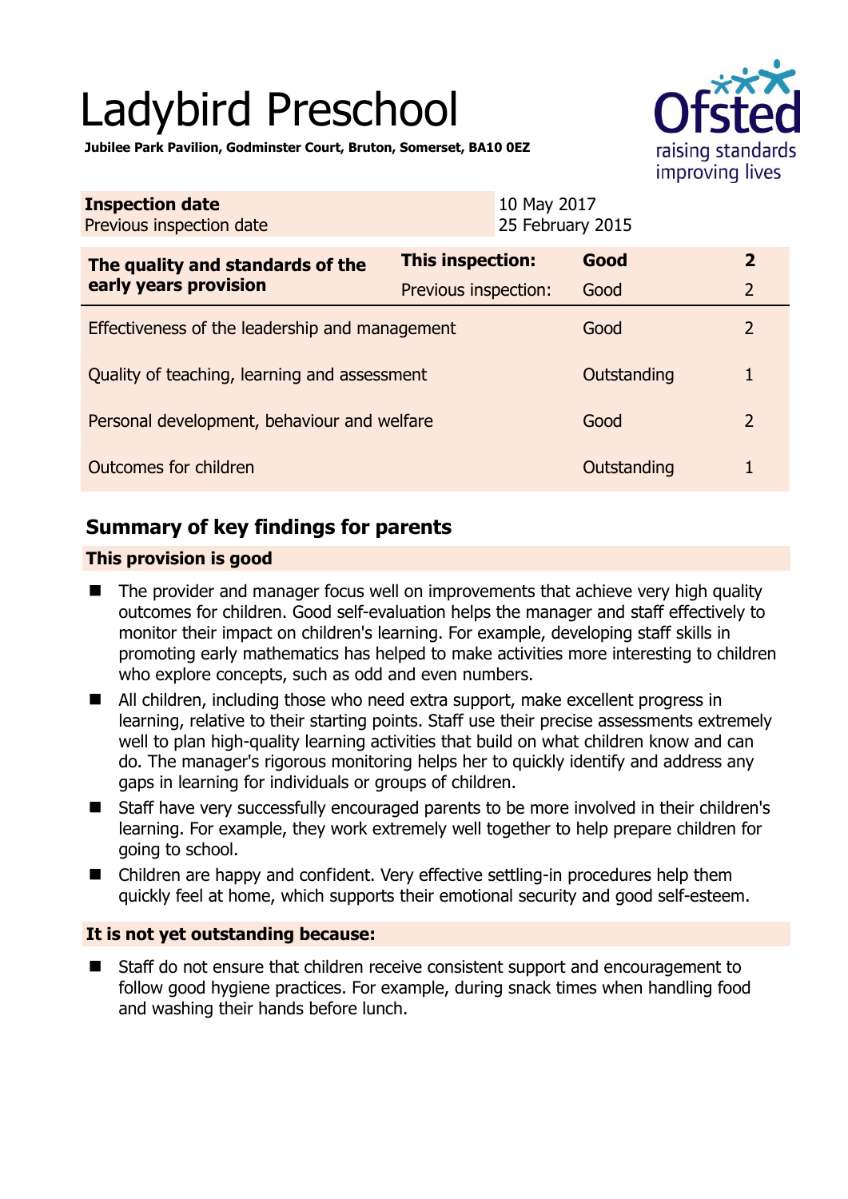# Ladybird Preschool

**Jubilee Park Pavilion, Godminster Court, Bruton, Somerset, BA10 0EZ**

| **Inspection date** | 10 May 2017 |
|---|---|
| Previous inspection date | 25 February 2015 |

| **The quality and standards of the early years provision** | **This inspection:** | **Good** | **2** |
|---|---|---|---|
| | Previous inspection: | Good | 2 |
| Effectiveness of the leadership and management | | Good | 2 |
| Quality of teaching, learning and assessment | | Outstanding | 1 |
| Personal development, behaviour and welfare | | Good | 2 |
| Outcomes for children | | Outstanding | 1 |

## Summary of key findings for parents

### This provision is good

- The provider and manager focus well on improvements that achieve very high quality outcomes for children. Good self-evaluation helps the manager and staff effectively to monitor their impact on children's learning. For example, developing staff skills in promoting early mathematics has helped to make activities more interesting to children who explore concepts, such as odd and even numbers.
- All children, including those who need extra support, make excellent progress in learning, relative to their starting points. Staff use their precise assessments extremely well to plan high-quality learning activities that build on what children know and can do. The manager's rigorous monitoring helps her to quickly identify and address any gaps in learning for individuals or groups of children.
- Staff have very successfully encouraged parents to be more involved in their children's learning. For example, they work extremely well together to help prepare children for going to school.
- Children are happy and confident. Very effective settling-in procedures help them quickly feel at home, which supports their emotional security and good self-esteem.

### It is not yet outstanding because:

- Staff do not ensure that children receive consistent support and encouragement to follow good hygiene practices. For example, during snack times when handling food and washing their hands before lunch.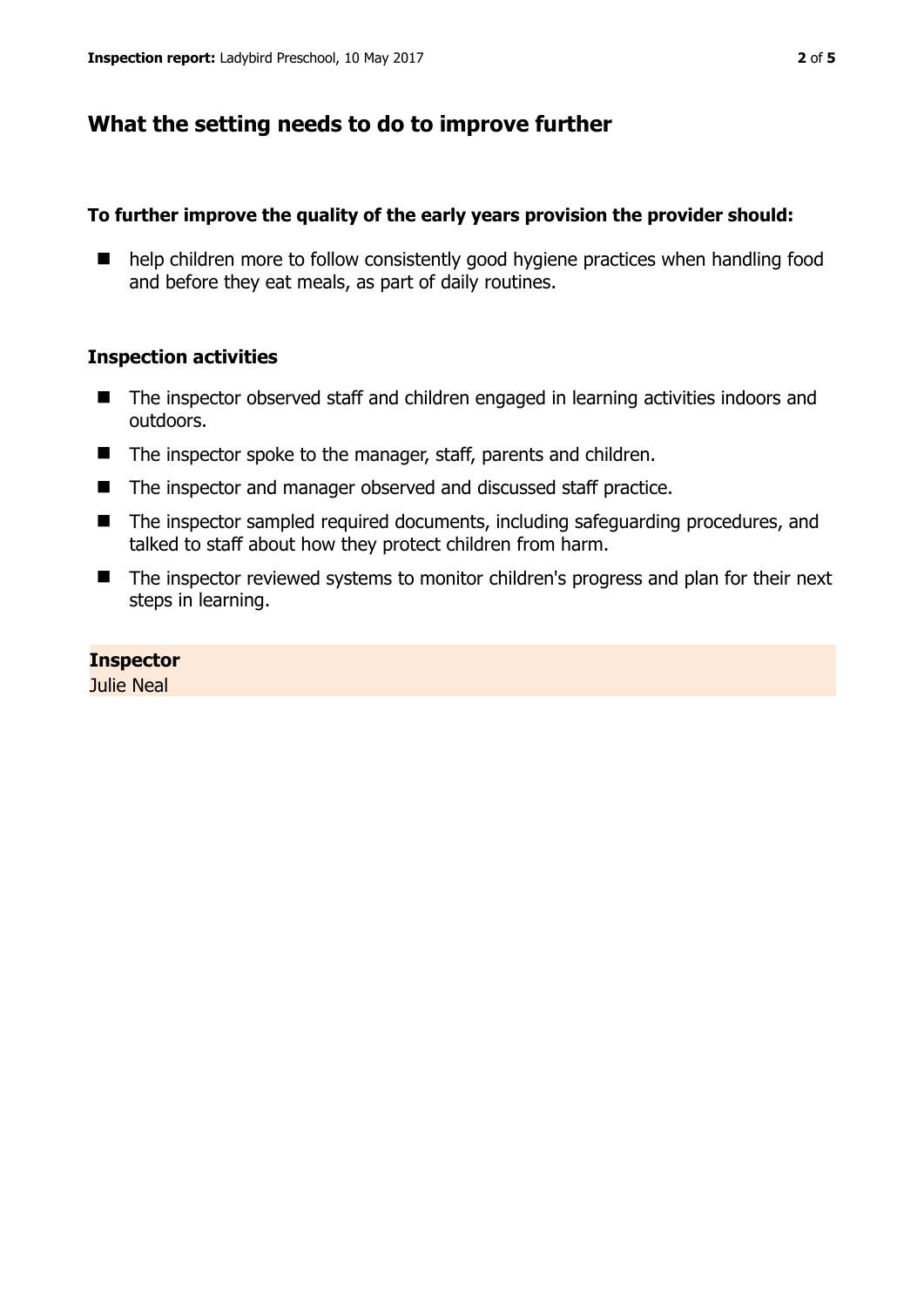## What the setting needs to do to improve further

**To further improve the quality of the early years provision the provider should:**

- help children more to follow consistently good hygiene practices when handling food and before they eat meals, as part of daily routines.

### Inspection activities

- The inspector observed staff and children engaged in learning activities indoors and outdoors.
- The inspector spoke to the manager, staff, parents and children.
- The inspector and manager observed and discussed staff practice.
- The inspector sampled required documents, including safeguarding procedures, and talked to staff about how they protect children from harm.
- The inspector reviewed systems to monitor children's progress and plan for their next steps in learning.

**Inspector**
Julie Neal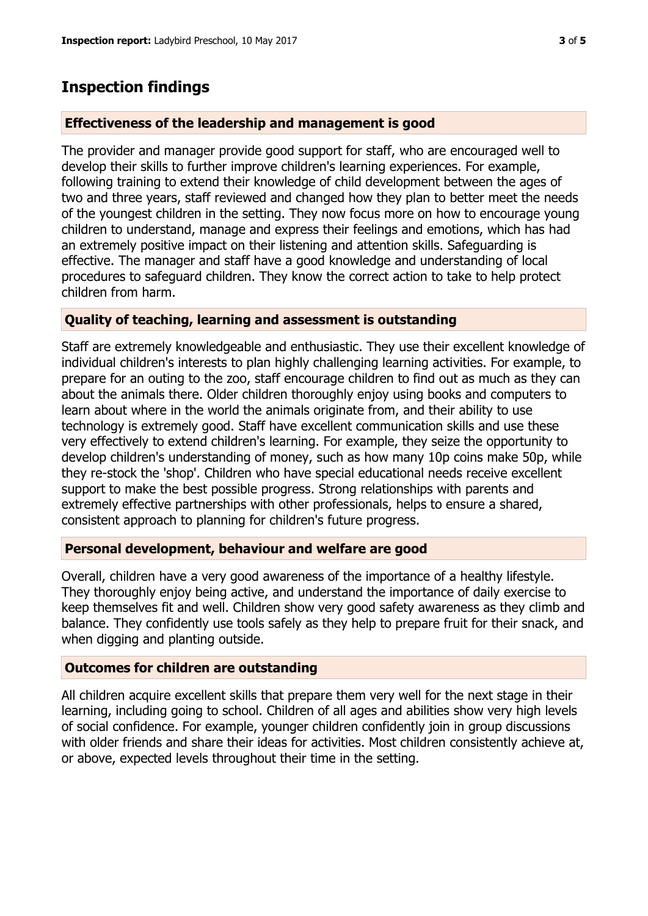# Inspection findings

### Effectiveness of the leadership and management is good

The provider and manager provide good support for staff, who are encouraged well to develop their skills to further improve children's learning experiences. For example, following training to extend their knowledge of child development between the ages of two and three years, staff reviewed and changed how they plan to better meet the needs of the youngest children in the setting. They now focus more on how to encourage young children to understand, manage and express their feelings and emotions, which has had an extremely positive impact on their listening and attention skills. Safeguarding is effective. The manager and staff have a good knowledge and understanding of local procedures to safeguard children. They know the correct action to take to help protect children from harm.

### Quality of teaching, learning and assessment is outstanding

Staff are extremely knowledgeable and enthusiastic. They use their excellent knowledge of individual children's interests to plan highly challenging learning activities. For example, to prepare for an outing to the zoo, staff encourage children to find out as much as they can about the animals there. Older children thoroughly enjoy using books and computers to learn about where in the world the animals originate from, and their ability to use technology is extremely good. Staff have excellent communication skills and use these very effectively to extend children's learning. For example, they seize the opportunity to develop children's understanding of money, such as how many 10p coins make 50p, while they re-stock the 'shop'. Children who have special educational needs receive excellent support to make the best possible progress. Strong relationships with parents and extremely effective partnerships with other professionals, helps to ensure a shared, consistent approach to planning for children's future progress.

### Personal development, behaviour and welfare are good

Overall, children have a very good awareness of the importance of a healthy lifestyle. They thoroughly enjoy being active, and understand the importance of daily exercise to keep themselves fit and well. Children show very good safety awareness as they climb and balance. They confidently use tools safely as they help to prepare fruit for their snack, and when digging and planting outside.

### Outcomes for children are outstanding

All children acquire excellent skills that prepare them very well for the next stage in their learning, including going to school. Children of all ages and abilities show very high levels of social confidence. For example, younger children confidently join in group discussions with older friends and share their ideas for activities. Most children consistently achieve at, or above, expected levels throughout their time in the setting.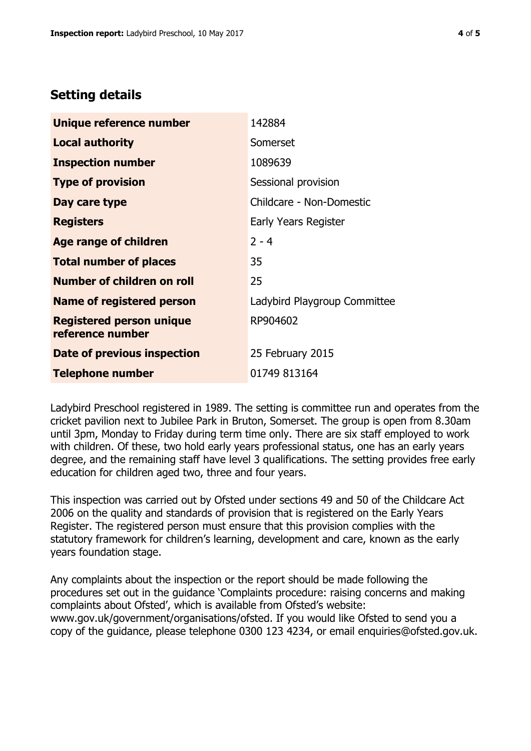## Setting details

| | |
|---|---|
| **Unique reference number** | 142884 |
| **Local authority** | Somerset |
| **Inspection number** | 1089639 |
| **Type of provision** | Sessional provision |
| **Day care type** | Childcare - Non-Domestic |
| **Registers** | Early Years Register |
| **Age range of children** | 2 - 4 |
| **Total number of places** | 35 |
| **Number of children on roll** | 25 |
| **Name of registered person** | Ladybird Playgroup Committee |
| **Registered person unique reference number** | RP904602 |
| **Date of previous inspection** | 25 February 2015 |
| **Telephone number** | 01749 813164 |

Ladybird Preschool registered in 1989. The setting is committee run and operates from the cricket pavilion next to Jubilee Park in Bruton, Somerset. The group is open from 8.30am until 3pm, Monday to Friday during term time only. There are six staff employed to work with children. Of these, two hold early years professional status, one has an early years degree, and the remaining staff have level 3 qualifications. The setting provides free early education for children aged two, three and four years.

This inspection was carried out by Ofsted under sections 49 and 50 of the Childcare Act 2006 on the quality and standards of provision that is registered on the Early Years Register. The registered person must ensure that this provision complies with the statutory framework for children's learning, development and care, known as the early years foundation stage.

Any complaints about the inspection or the report should be made following the procedures set out in the guidance 'Complaints procedure: raising concerns and making complaints about Ofsted', which is available from Ofsted's website: www.gov.uk/government/organisations/ofsted. If you would like Ofsted to send you a copy of the guidance, please telephone 0300 123 4234, or email enquiries@ofsted.gov.uk.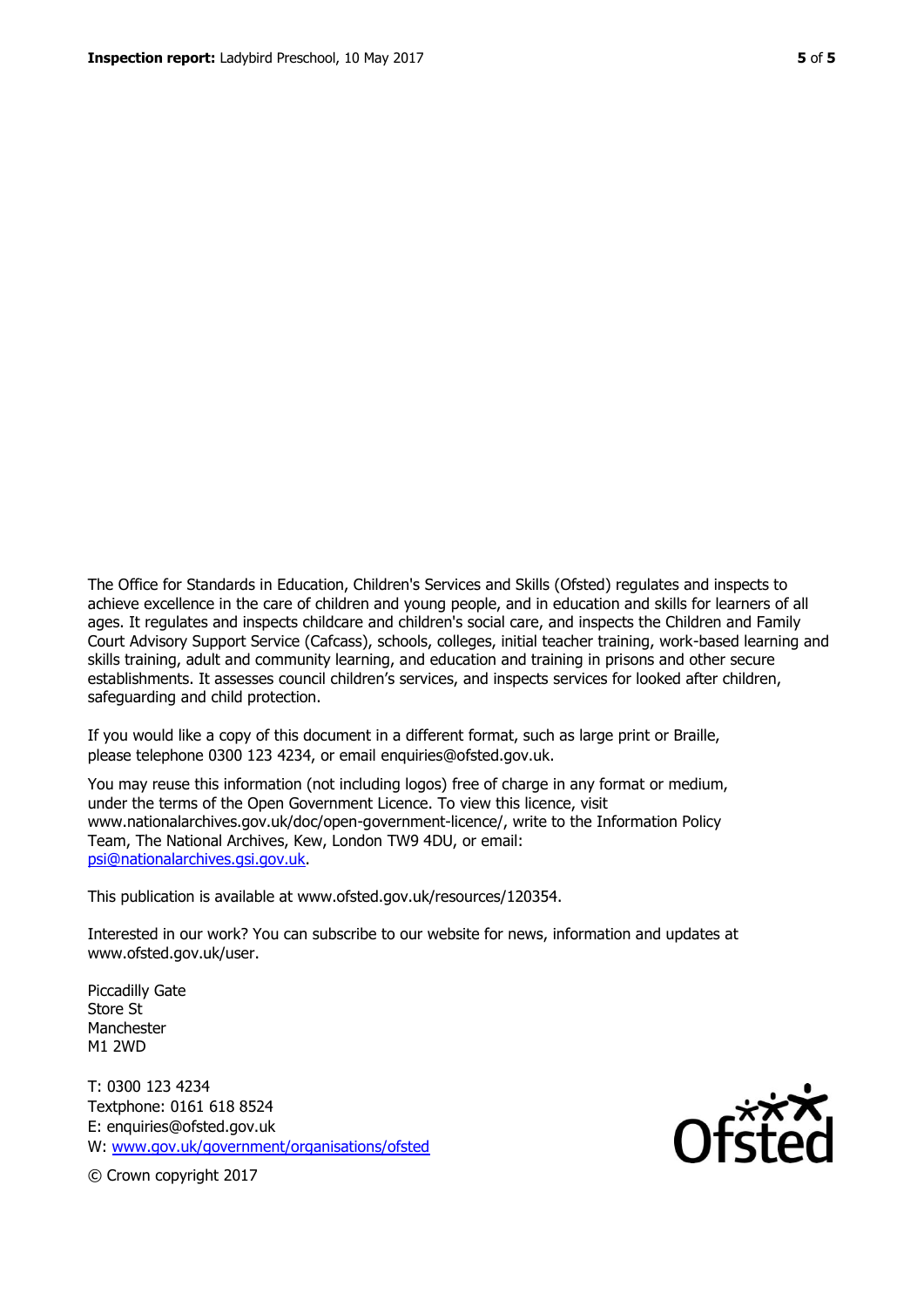The Office for Standards in Education, Children's Services and Skills (Ofsted) regulates and inspects to achieve excellence in the care of children and young people, and in education and skills for learners of all ages. It regulates and inspects childcare and children's social care, and inspects the Children and Family Court Advisory Support Service (Cafcass), schools, colleges, initial teacher training, work-based learning and skills training, adult and community learning, and education and training in prisons and other secure establishments. It assesses council children's services, and inspects services for looked after children, safeguarding and child protection.

If you would like a copy of this document in a different format, such as large print or Braille, please telephone 0300 123 4234, or email enquiries@ofsted.gov.uk.

You may reuse this information (not including logos) free of charge in any format or medium, under the terms of the Open Government Licence. To view this licence, visit www.nationalarchives.gov.uk/doc/open-government-licence/, write to the Information Policy Team, The National Archives, Kew, London TW9 4DU, or email: psi@nationalarchives.gsi.gov.uk.

This publication is available at www.ofsted.gov.uk/resources/120354.

Interested in our work? You can subscribe to our website for news, information and updates at www.ofsted.gov.uk/user.

Piccadilly Gate
Store St
Manchester
M1 2WD

T: 0300 123 4234
Textphone: 0161 618 8524
E: enquiries@ofsted.gov.uk
W: www.gov.uk/government/organisations/ofsted

© Crown copyright 2017